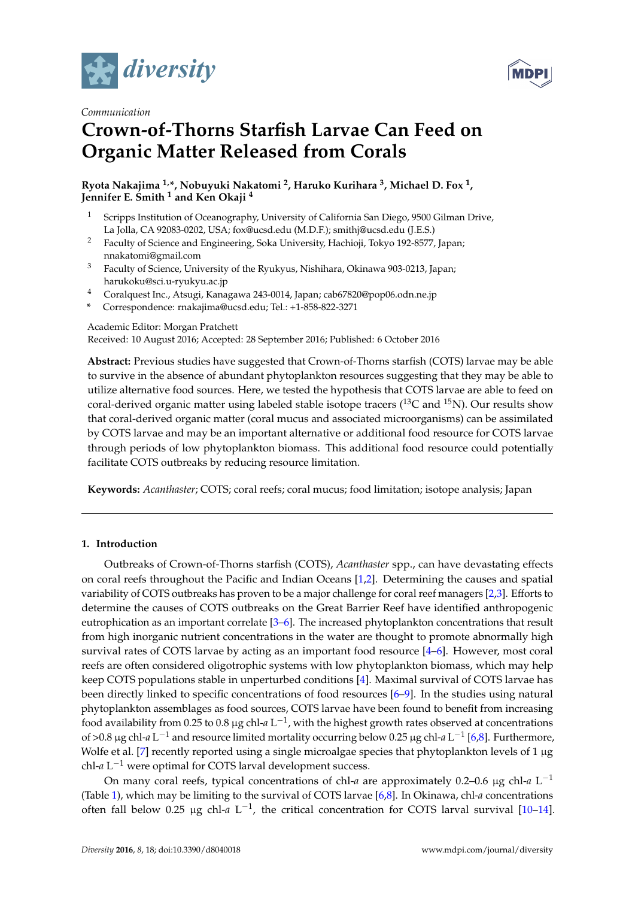*Communication*

# Crown-of-Thorns Starfish Larvae Can Feed on Organic Matter Released from Corals

**Ryota Nakajima [1,*], Nobuyuki Nakatomi [2], Haruko Kurihara [3], Michael D. Fox [1], Jennifer E. Smith [1] and Ken Okaji [4]**

1. Scripps Institution of Oceanography, University of California San Diego, 9500 Gilman Drive, La Jolla, CA 92083-0202, USA; fox@ucsd.edu (M.D.F.); smithj@ucsd.edu (J.E.S.)
2. Faculty of Science and Engineering, Soka University, Hachioji, Tokyo 192-8577, Japan; nnakatomi@gmail.com
3. Faculty of Science, University of the Ryukyus, Nishihara, Okinawa 903-0213, Japan; harukoku@sci.u-ryukyu.ac.jp
4. Coralquest Inc., Atsugi, Kanagawa 243-0014, Japan; cab67820@pop06.odn.ne.jp

\* Correspondence: rnakajima@ucsd.edu; Tel.: +1-858-822-3271

Academic Editor: Morgan Pratchett

Received: 10 August 2016; Accepted: 28 September 2016; Published: 6 October 2016

**Abstract:** Previous studies have suggested that Crown-of-Thorns starfish (COTS) larvae may be able to survive in the absence of abundant phytoplankton resources suggesting that they may be able to utilize alternative food sources. Here, we tested the hypothesis that COTS larvae are able to feed on coral-derived organic matter using labeled stable isotope tracers ($^{13}$C and $^{15}$N). Our results show that coral-derived organic matter (coral mucus and associated microorganisms) can be assimilated by COTS larvae and may be an important alternative or additional food resource for COTS larvae through periods of low phytoplankton biomass. This additional food resource could potentially facilitate COTS outbreaks by reducing resource limitation.

**Keywords:** *Acanthaster*; COTS; coral reefs; coral mucus; food limitation; isotope analysis; Japan

## 1. Introduction

Outbreaks of Crown-of-Thorns starfish (COTS), *Acanthaster* spp., can have devastating effects on coral reefs throughout the Pacific and Indian Oceans [1,2]. Determining the causes and spatial variability of COTS outbreaks has proven to be a major challenge for coral reef managers [2,3]. Efforts to determine the causes of COTS outbreaks on the Great Barrier Reef have identified anthropogenic eutrophication as an important correlate [3–6]. The increased phytoplankton concentrations that result from high inorganic nutrient concentrations in the water are thought to promote abnormally high survival rates of COTS larvae by acting as an important food resource [4–6]. However, most coral reefs are often considered oligotrophic systems with low phytoplankton biomass, which may help keep COTS populations stable in unperturbed conditions [4]. Maximal survival of COTS larvae has been directly linked to specific concentrations of food resources [6–9]. In the studies using natural phytoplankton assemblages as food sources, COTS larvae have been found to benefit from increasing food availability from 0.25 to 0.8 μg chl-*a* $L^{-1}$, with the highest growth rates observed at concentrations of >0.8 μg chl-*a* $L^{-1}$ and resource limited mortality occurring below 0.25 μg chl-*a* $L^{-1}$ [6,8]. Furthermore, Wolfe et al. [7] recently reported using a single microalgae species that phytoplankton levels of 1 μg chl-*a* $L^{-1}$ were optimal for COTS larval development success.

On many coral reefs, typical concentrations of chl-*a* are approximately 0.2–0.6 μg chl-*a* $L^{-1}$ (Table 1), which may be limiting to the survival of COTS larvae [6,8]. In Okinawa, chl-*a* concentrations often fall below 0.25 μg chl-*a* $L^{-1}$, the critical concentration for COTS larval survival [10–14].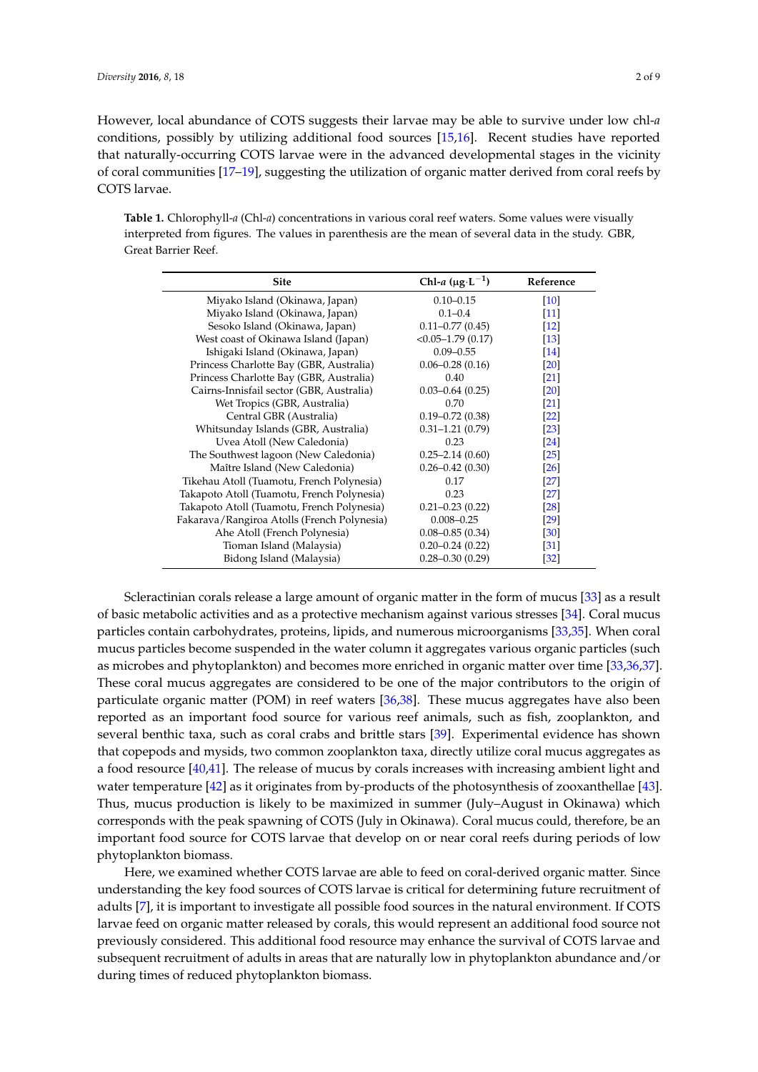However, local abundance of COTS suggests their larvae may be able to survive under low chl-*a* conditions, possibly by utilizing additional food sources [15,16]. Recent studies have reported that naturally-occurring COTS larvae were in the advanced developmental stages in the vicinity of coral communities [17–19], suggesting the utilization of organic matter derived from coral reefs by COTS larvae.

**Table 1.** Chlorophyll-*a* (Chl-*a*) concentrations in various coral reef waters. Some values were visually interpreted from figures. The values in parenthesis are the mean of several data in the study. GBR, Great Barrier Reef.

| Site | Chl-*a* ($\mu g \cdot L^{-1}$) | Reference |
|---|---|---|
| Miyako Island (Okinawa, Japan) | 0.10–0.15 | [10] |
| Miyako Island (Okinawa, Japan) | 0.1–0.4 | [11] |
| Sesoko Island (Okinawa, Japan) | 0.11–0.77 (0.45) | [12] |
| West coast of Okinawa Island (Japan) | <0.05–1.79 (0.17) | [13] |
| Ishigaki Island (Okinawa, Japan) | 0.09–0.55 | [14] |
| Princess Charlotte Bay (GBR, Australia) | 0.06–0.28 (0.16) | [20] |
| Princess Charlotte Bay (GBR, Australia) | 0.40 | [21] |
| Cairns-Innisfail sector (GBR, Australia) | 0.03–0.64 (0.25) | [20] |
| Wet Tropics (GBR, Australia) | 0.70 | [21] |
| Central GBR (Australia) | 0.19–0.72 (0.38) | [22] |
| Whitsunday Islands (GBR, Australia) | 0.31–1.21 (0.79) | [23] |
| Uvea Atoll (New Caledonia) | 0.23 | [24] |
| The Southwest lagoon (New Caledonia) | 0.25–2.14 (0.60) | [25] |
| Maître Island (New Caledonia) | 0.26–0.42 (0.30) | [26] |
| Tikehau Atoll (Tuamotu, French Polynesia) | 0.17 | [27] |
| Takapoto Atoll (Tuamotu, French Polynesia) | 0.23 | [27] |
| Takapoto Atoll (Tuamotu, French Polynesia) | 0.21–0.23 (0.22) | [28] |
| Fakarava/Rangiroa Atolls (French Polynesia) | 0.008–0.25 | [29] |
| Ahe Atoll (French Polynesia) | 0.08–0.85 (0.34) | [30] |
| Tioman Island (Malaysia) | 0.20–0.24 (0.22) | [31] |
| Bidong Island (Malaysia) | 0.28–0.30 (0.29) | [32] |

Scleractinian corals release a large amount of organic matter in the form of mucus [33] as a result of basic metabolic activities and as a protective mechanism against various stresses [34]. Coral mucus particles contain carbohydrates, proteins, lipids, and numerous microorganisms [33,35]. When coral mucus particles become suspended in the water column it aggregates various organic particles (such as microbes and phytoplankton) and becomes more enriched in organic matter over time [33,36,37]. These coral mucus aggregates are considered to be one of the major contributors to the origin of particulate organic matter (POM) in reef waters [36,38]. These mucus aggregates have also been reported as an important food source for various reef animals, such as fish, zooplankton, and several benthic taxa, such as coral crabs and brittle stars [39]. Experimental evidence has shown that copepods and mysids, two common zooplankton taxa, directly utilize coral mucus aggregates as a food resource [40,41]. The release of mucus by corals increases with increasing ambient light and water temperature [42] as it originates from by-products of the photosynthesis of zooxanthellae [43]. Thus, mucus production is likely to be maximized in summer (July–August in Okinawa) which corresponds with the peak spawning of COTS (July in Okinawa). Coral mucus could, therefore, be an important food source for COTS larvae that develop on or near coral reefs during periods of low phytoplankton biomass.

Here, we examined whether COTS larvae are able to feed on coral-derived organic matter. Since understanding the key food sources of COTS larvae is critical for determining future recruitment of adults [7], it is important to investigate all possible food sources in the natural environment. If COTS larvae feed on organic matter released by corals, this would represent an additional food source not previously considered. This additional food resource may enhance the survival of COTS larvae and subsequent recruitment of adults in areas that are naturally low in phytoplankton abundance and/or during times of reduced phytoplankton biomass.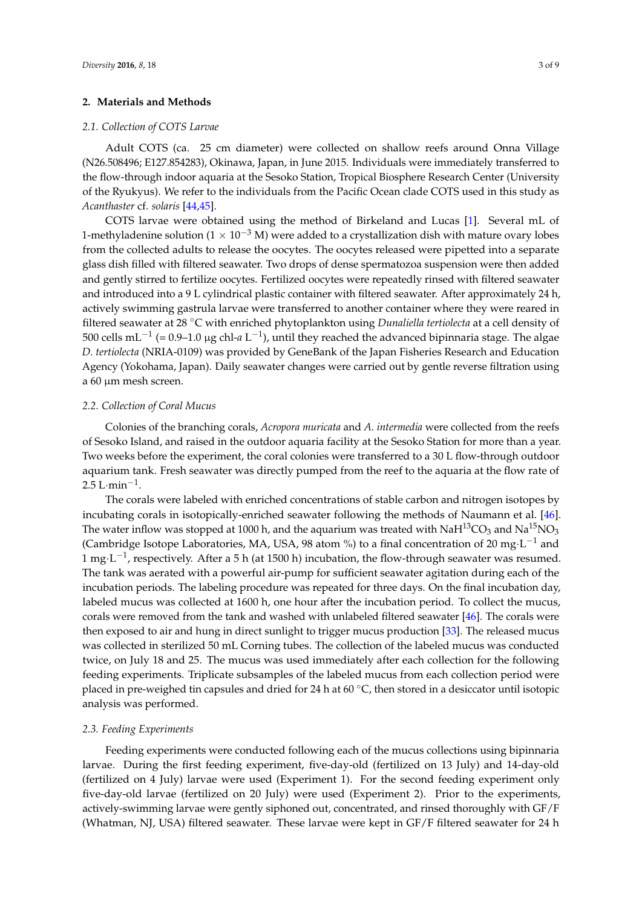## 2. Materials and Methods

### 2.1. Collection of COTS Larvae

Adult COTS (ca. 25 cm diameter) were collected on shallow reefs around Onna Village (N26.508496; E127.854283), Okinawa, Japan, in June 2015. Individuals were immediately transferred to the flow-through indoor aquaria at the Sesoko Station, Tropical Biosphere Research Center (University of the Ryukyus). We refer to the individuals from the Pacific Ocean clade COTS used in this study as *Acanthaster* cf. *solaris* [44,45].

COTS larvae were obtained using the method of Birkeland and Lucas [1]. Several mL of 1-methyladenine solution ($1 \times 10^{-3}$ M) were added to a crystallization dish with mature ovary lobes from the collected adults to release the oocytes. The oocytes released were pipetted into a separate glass dish filled with filtered seawater. Two drops of dense spermatozoa suspension were then added and gently stirred to fertilize oocytes. Fertilized oocytes were repeatedly rinsed with filtered seawater and introduced into a 9 L cylindrical plastic container with filtered seawater. After approximately 24 h, actively swimming gastrula larvae were transferred to another container where they were reared in filtered seawater at 28 °C with enriched phytoplankton using *Dunaliella tertiolecta* at a cell density of 500 cells $mL^{-1}$ (= 0.9–1.0 μg chl-*a* $L^{-1}$), until they reached the advanced bipinnaria stage. The algae *D. tertiolecta* (NRIA-0109) was provided by GeneBank of the Japan Fisheries Research and Education Agency (Yokohama, Japan). Daily seawater changes were carried out by gentle reverse filtration using a 60 μm mesh screen.

### 2.2. Collection of Coral Mucus

Colonies of the branching corals, *Acropora muricata* and *A. intermedia* were collected from the reefs of Sesoko Island, and raised in the outdoor aquaria facility at the Sesoko Station for more than a year. Two weeks before the experiment, the coral colonies were transferred to a 30 L flow-through outdoor aquarium tank. Fresh seawater was directly pumped from the reef to the aquaria at the flow rate of 2.5 $L \cdot min^{-1}$.

The corals were labeled with enriched concentrations of stable carbon and nitrogen isotopes by incubating corals in isotopically-enriched seawater following the methods of Naumann et al. [46]. The water inflow was stopped at 1000 h, and the aquarium was treated with $NaH^{13}CO_3$ and $Na^{15}NO_3$ (Cambridge Isotope Laboratories, MA, USA, 98 atom %) to a final concentration of 20 $mg \cdot L^{-1}$ and 1 $mg \cdot L^{-1}$, respectively. After a 5 h (at 1500 h) incubation, the flow-through seawater was resumed. The tank was aerated with a powerful air-pump for sufficient seawater agitation during each of the incubation periods. The labeling procedure was repeated for three days. On the final incubation day, labeled mucus was collected at 1600 h, one hour after the incubation period. To collect the mucus, corals were removed from the tank and washed with unlabeled filtered seawater [46]. The corals were then exposed to air and hung in direct sunlight to trigger mucus production [33]. The released mucus was collected in sterilized 50 mL Corning tubes. The collection of the labeled mucus was conducted twice, on July 18 and 25. The mucus was used immediately after each collection for the following feeding experiments. Triplicate subsamples of the labeled mucus from each collection period were placed in pre-weighed tin capsules and dried for 24 h at 60 °C, then stored in a desiccator until isotopic analysis was performed.

### 2.3. Feeding Experiments

Feeding experiments were conducted following each of the mucus collections using bipinnaria larvae. During the first feeding experiment, five-day-old (fertilized on 13 July) and 14-day-old (fertilized on 4 July) larvae were used (Experiment 1). For the second feeding experiment only five-day-old larvae (fertilized on 20 July) were used (Experiment 2). Prior to the experiments, actively-swimming larvae were gently siphoned out, concentrated, and rinsed thoroughly with GF/F (Whatman, NJ, USA) filtered seawater. These larvae were kept in GF/F filtered seawater for 24 h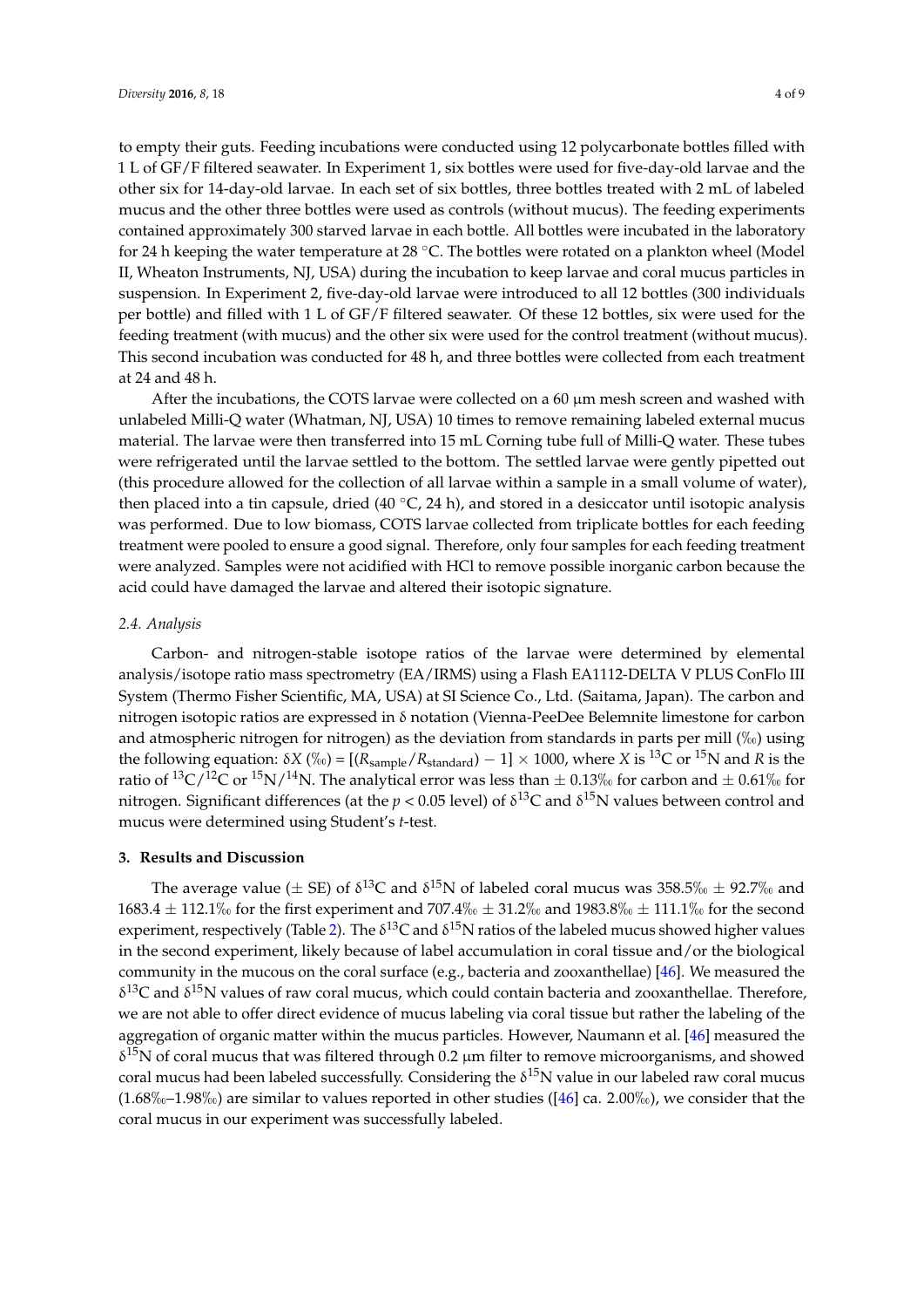to empty their guts. Feeding incubations were conducted using 12 polycarbonate bottles filled with 1 L of GF/F filtered seawater. In Experiment 1, six bottles were used for five-day-old larvae and the other six for 14-day-old larvae. In each set of six bottles, three bottles treated with 2 mL of labeled mucus and the other three bottles were used as controls (without mucus). The feeding experiments contained approximately 300 starved larvae in each bottle. All bottles were incubated in the laboratory for 24 h keeping the water temperature at 28 °C. The bottles were rotated on a plankton wheel (Model II, Wheaton Instruments, NJ, USA) during the incubation to keep larvae and coral mucus particles in suspension. In Experiment 2, five-day-old larvae were introduced to all 12 bottles (300 individuals per bottle) and filled with 1 L of GF/F filtered seawater. Of these 12 bottles, six were used for the feeding treatment (with mucus) and the other six were used for the control treatment (without mucus). This second incubation was conducted for 48 h, and three bottles were collected from each treatment at 24 and 48 h.

After the incubations, the COTS larvae were collected on a 60 μm mesh screen and washed with unlabeled Milli-Q water (Whatman, NJ, USA) 10 times to remove remaining labeled external mucus material. The larvae were then transferred into 15 mL Corning tube full of Milli-Q water. These tubes were refrigerated until the larvae settled to the bottom. The settled larvae were gently pipetted out (this procedure allowed for the collection of all larvae within a sample in a small volume of water), then placed into a tin capsule, dried (40 °C, 24 h), and stored in a desiccator until isotopic analysis was performed. Due to low biomass, COTS larvae collected from triplicate bottles for each feeding treatment were pooled to ensure a good signal. Therefore, only four samples for each feeding treatment were analyzed. Samples were not acidified with HCl to remove possible inorganic carbon because the acid could have damaged the larvae and altered their isotopic signature.

### 2.4. Analysis

Carbon- and nitrogen-stable isotope ratios of the larvae were determined by elemental analysis/isotope ratio mass spectrometry (EA/IRMS) using a Flash EA1112-DELTA V PLUS ConFlo III System (Thermo Fisher Scientific, MA, USA) at SI Science Co., Ltd. (Saitama, Japan). The carbon and nitrogen isotopic ratios are expressed in δ notation (Vienna-PeeDee Belemnite limestone for carbon and atmospheric nitrogen for nitrogen) as the deviation from standards in parts per mill (‰) using the following equation: $\delta X$ (‰) = $[(R_{\text{sample}}/R_{\text{standard}}) - 1] \times 1000$, where $X$ is $^{13}C$ or $^{15}N$ and $R$ is the ratio of $^{13}C/^{12}C$ or $^{15}N/^{14}N$. The analytical error was less than ± 0.13‰ for carbon and ± 0.61‰ for nitrogen. Significant differences (at the $p < 0.05$ level) of $\delta^{13}C$ and $\delta^{15}N$ values between control and mucus were determined using Student's $t$-test.

## 3. Results and Discussion

The average value (± SE) of $\delta^{13}C$ and $\delta^{15}N$ of labeled coral mucus was 358.5‰ ± 92.7‰ and 1683.4 ± 112.1‰ for the first experiment and 707.4‰ ± 31.2‰ and 1983.8‰ ± 111.1‰ for the second experiment, respectively (Table 2). The $\delta^{13}C$ and $\delta^{15}N$ ratios of the labeled mucus showed higher values in the second experiment, likely because of label accumulation in coral tissue and/or the biological community in the mucous on the coral surface (e.g., bacteria and zooxanthellae) [46]. We measured the $\delta^{13}C$ and $\delta^{15}N$ values of raw coral mucus, which could contain bacteria and zooxanthellae. Therefore, we are not able to offer direct evidence of mucus labeling via coral tissue but rather the labeling of the aggregation of organic matter within the mucus particles. However, Naumann et al. [46] measured the $\delta^{15}N$ of coral mucus that was filtered through 0.2 μm filter to remove microorganisms, and showed coral mucus had been labeled successfully. Considering the $\delta^{15}N$ value in our labeled raw coral mucus (1.68‰–1.98‰) are similar to values reported in other studies ([46] ca. 2.00‰), we consider that the coral mucus in our experiment was successfully labeled.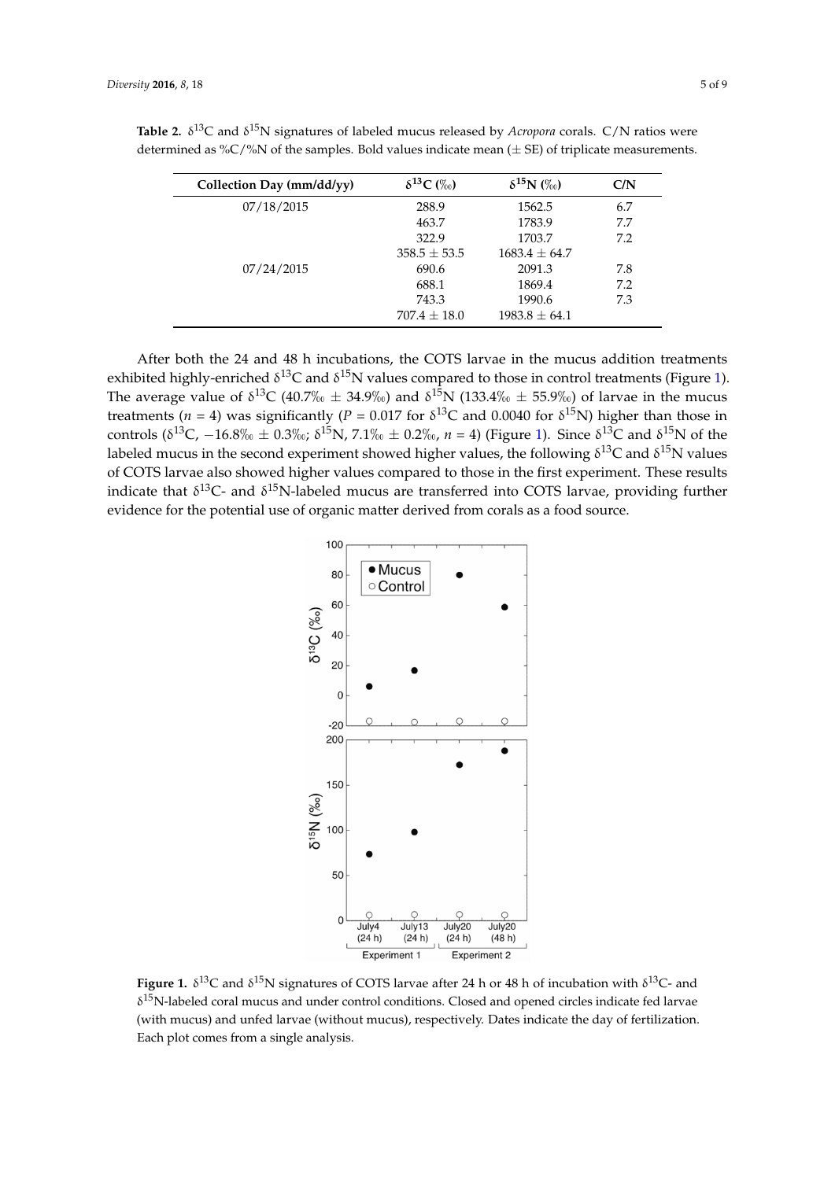**Table 2.** $\delta^{13}C$ and $\delta^{15}N$ signatures of labeled mucus released by *Acropora* corals. C/N ratios were determined as %C/%N of the samples. Bold values indicate mean (± SE) of triplicate measurements.

| Collection Day (mm/dd/yy) | $\delta^{13}C$ (‰) | $\delta^{15}N$ (‰) | C/N |
|---|---|---|---|
| 07/18/2015 | 288.9 | 1562.5 | 6.7 |
| | 463.7 | 1783.9 | 7.7 |
| | 322.9 | 1703.7 | 7.2 |
| | 358.5 ± 53.5 | 1683.4 ± 64.7 | |
| 07/24/2015 | 690.6 | 2091.3 | 7.8 |
| | 688.1 | 1869.4 | 7.2 |
| | 743.3 | 1990.6 | 7.3 |
| | 707.4 ± 18.0 | 1983.8 ± 64.1 | |

After both the 24 and 48 h incubations, the COTS larvae in the mucus addition treatments exhibited highly-enriched $\delta^{13}C$ and $\delta^{15}N$ values compared to those in control treatments (Figure 1). The average value of $\delta^{13}C$ (40.7‰ ± 34.9‰) and $\delta^{15}N$ (133.4‰ ± 55.9‰) of larvae in the mucus treatments ($n$ = 4) was significantly ($P$ = 0.017 for $\delta^{13}C$ and 0.0040 for $\delta^{15}N$) higher than those in controls ($\delta^{13}C$, −16.8‰ ± 0.3‰; $\delta^{15}N$, 7.1‰ ± 0.2‰, $n$ = 4) (Figure 1). Since $\delta^{13}C$ and $\delta^{15}N$ of the labeled mucus in the second experiment showed higher values, the following $\delta^{13}C$ and $\delta^{15}N$ values of COTS larvae also showed higher values compared to those in the first experiment. These results indicate that $\delta^{13}C$- and $\delta^{15}N$-labeled mucus are transferred into COTS larvae, providing further evidence for the potential use of organic matter derived from corals as a food source.

**Figure 1.** $\delta^{13}C$ and $\delta^{15}N$ signatures of COTS larvae after 24 h or 48 h of incubation with $\delta^{13}C$- and $\delta^{15}N$-labeled coral mucus and under control conditions. Closed and opened circles indicate fed larvae (with mucus) and unfed larvae (without mucus), respectively. Dates indicate the day of fertilization. Each plot comes from a single analysis.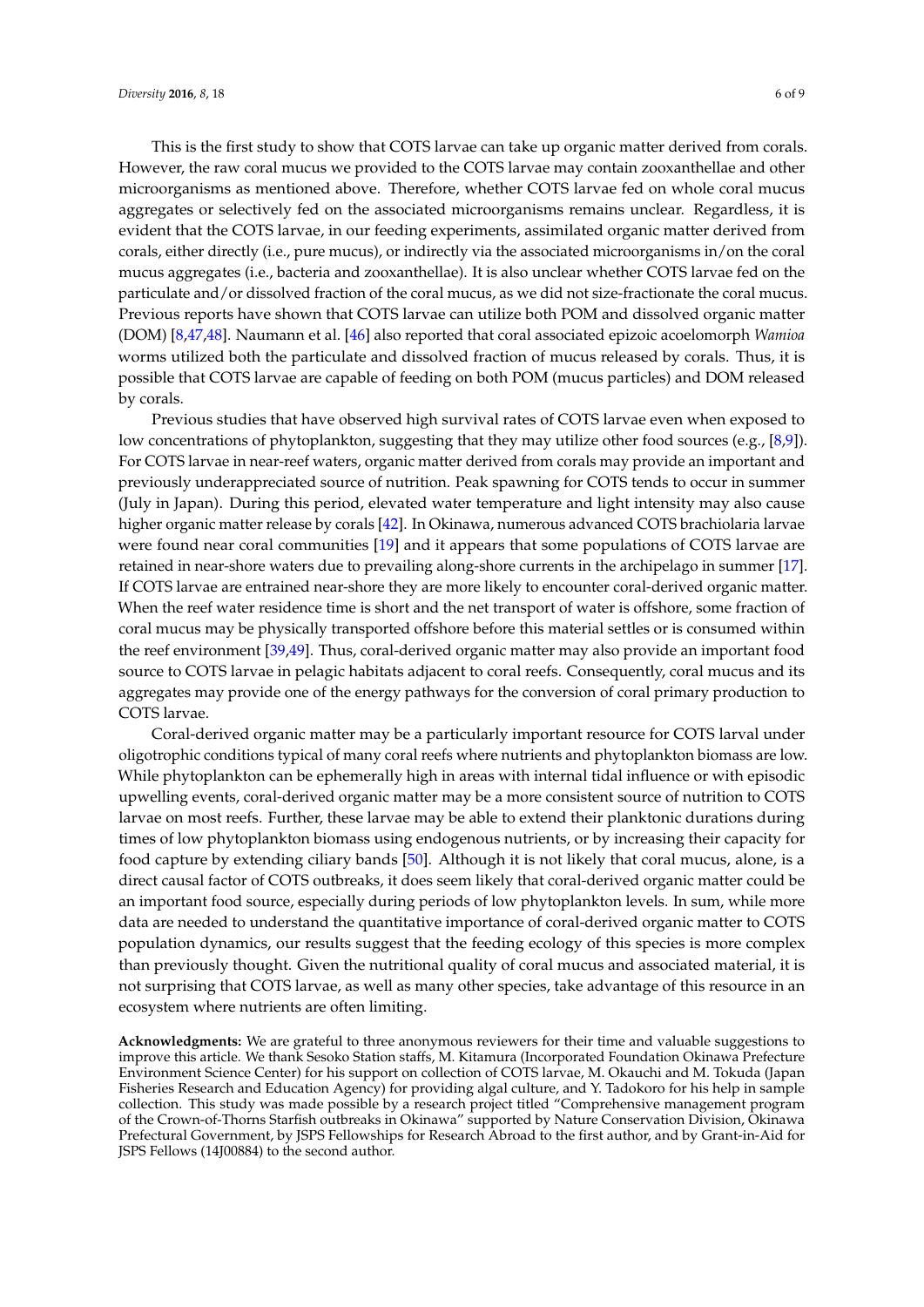This is the first study to show that COTS larvae can take up organic matter derived from corals. However, the raw coral mucus we provided to the COTS larvae may contain zooxanthellae and other microorganisms as mentioned above. Therefore, whether COTS larvae fed on whole coral mucus aggregates or selectively fed on the associated microorganisms remains unclear. Regardless, it is evident that the COTS larvae, in our feeding experiments, assimilated organic matter derived from corals, either directly (i.e., pure mucus), or indirectly via the associated microorganisms in/on the coral mucus aggregates (i.e., bacteria and zooxanthellae). It is also unclear whether COTS larvae fed on the particulate and/or dissolved fraction of the coral mucus, as we did not size-fractionate the coral mucus. Previous reports have shown that COTS larvae can utilize both POM and dissolved organic matter (DOM) [8,47,48]. Naumann et al. [46] also reported that coral associated epizoic acoelomorph *Wamioa* worms utilized both the particulate and dissolved fraction of mucus released by corals. Thus, it is possible that COTS larvae are capable of feeding on both POM (mucus particles) and DOM released by corals.

Previous studies that have observed high survival rates of COTS larvae even when exposed to low concentrations of phytoplankton, suggesting that they may utilize other food sources (e.g., [8,9]). For COTS larvae in near-reef waters, organic matter derived from corals may provide an important and previously underappreciated source of nutrition. Peak spawning for COTS tends to occur in summer (July in Japan). During this period, elevated water temperature and light intensity may also cause higher organic matter release by corals [42]. In Okinawa, numerous advanced COTS brachiolaria larvae were found near coral communities [19] and it appears that some populations of COTS larvae are retained in near-shore waters due to prevailing along-shore currents in the archipelago in summer [17]. If COTS larvae are entrained near-shore they are more likely to encounter coral-derived organic matter. When the reef water residence time is short and the net transport of water is offshore, some fraction of coral mucus may be physically transported offshore before this material settles or is consumed within the reef environment [39,49]. Thus, coral-derived organic matter may also provide an important food source to COTS larvae in pelagic habitats adjacent to coral reefs. Consequently, coral mucus and its aggregates may provide one of the energy pathways for the conversion of coral primary production to COTS larvae.

Coral-derived organic matter may be a particularly important resource for COTS larval under oligotrophic conditions typical of many coral reefs where nutrients and phytoplankton biomass are low. While phytoplankton can be ephemerally high in areas with internal tidal influence or with episodic upwelling events, coral-derived organic matter may be a more consistent source of nutrition to COTS larvae on most reefs. Further, these larvae may be able to extend their planktonic durations during times of low phytoplankton biomass using endogenous nutrients, or by increasing their capacity for food capture by extending ciliary bands [50]. Although it is not likely that coral mucus, alone, is a direct causal factor of COTS outbreaks, it does seem likely that coral-derived organic matter could be an important food source, especially during periods of low phytoplankton levels. In sum, while more data are needed to understand the quantitative importance of coral-derived organic matter to COTS population dynamics, our results suggest that the feeding ecology of this species is more complex than previously thought. Given the nutritional quality of coral mucus and associated material, it is not surprising that COTS larvae, as well as many other species, take advantage of this resource in an ecosystem where nutrients are often limiting.

**Acknowledgments:** We are grateful to three anonymous reviewers for their time and valuable suggestions to improve this article. We thank Sesoko Station staffs, M. Kitamura (Incorporated Foundation Okinawa Prefecture Environment Science Center) for his support on collection of COTS larvae, M. Okauchi and M. Tokuda (Japan Fisheries Research and Education Agency) for providing algal culture, and Y. Tadokoro for his help in sample collection. This study was made possible by a research project titled "Comprehensive management program of the Crown-of-Thorns Starfish outbreaks in Okinawa" supported by Nature Conservation Division, Okinawa Prefectural Government, by JSPS Fellowships for Research Abroad to the first author, and by Grant-in-Aid for JSPS Fellows (14J00884) to the second author.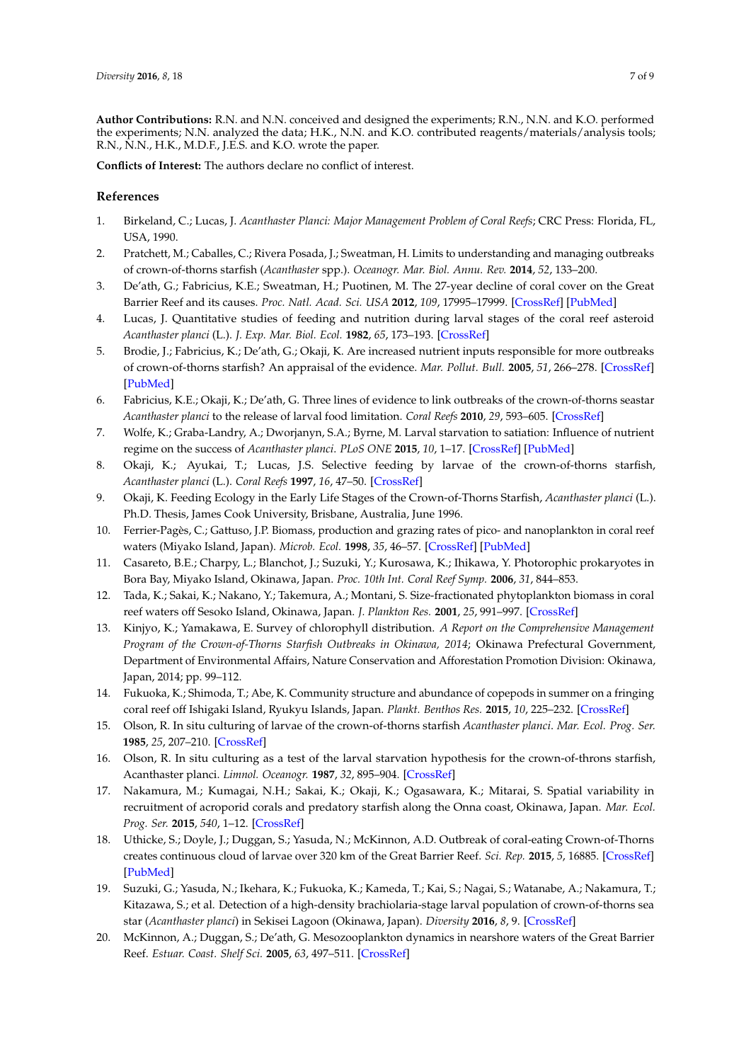**Author Contributions:** R.N. and N.N. conceived and designed the experiments; R.N., N.N. and K.O. performed the experiments; N.N. analyzed the data; H.K., N.N. and K.O. contributed reagents/materials/analysis tools; R.N., N.N., H.K., M.D.F., J.E.S. and K.O. wrote the paper.

**Conflicts of Interest:** The authors declare no conflict of interest.

## References

1. Birkeland, C.; Lucas, J. *Acanthaster Planci: Major Management Problem of Coral Reefs*; CRC Press: Florida, FL, USA, 1990.
2. Pratchett, M.; Caballes, C.; Rivera Posada, J.; Sweatman, H. Limits to understanding and managing outbreaks of crown-of-thorns starfish (*Acanthaster* spp.). *Oceanogr. Mar. Biol. Annu. Rev.* **2014**, *52*, 133–200.
3. De'ath, G.; Fabricius, K.E.; Sweatman, H.; Puotinen, M. The 27-year decline of coral cover on the Great Barrier Reef and its causes. *Proc. Natl. Acad. Sci. USA* **2012**, *109*, 17995–17999. [CrossRef] [PubMed]
4. Lucas, J. Quantitative studies of feeding and nutrition during larval stages of the coral reef asteroid *Acanthaster planci* (L.). *J. Exp. Mar. Biol. Ecol.* **1982**, *65*, 173–193. [CrossRef]
5. Brodie, J.; Fabricius, K.; De'ath, G.; Okaji, K. Are increased nutrient inputs responsible for more outbreaks of crown-of-thorns starfish? An appraisal of the evidence. *Mar. Pollut. Bull.* **2005**, *51*, 266–278. [CrossRef] [PubMed]
6. Fabricius, K.E.; Okaji, K.; De'ath, G. Three lines of evidence to link outbreaks of the crown-of-thorns seastar *Acanthaster planci* to the release of larval food limitation. *Coral Reefs* **2010**, *29*, 593–605. [CrossRef]
7. Wolfe, K.; Graba-Landry, A.; Dworjanyn, S.A.; Byrne, M. Larval starvation to satiation: Influence of nutrient regime on the success of *Acanthaster planci*. *PLoS ONE* **2015**, *10*, 1–17. [CrossRef] [PubMed]
8. Okaji, K.; Ayukai, T.; Lucas, J.S. Selective feeding by larvae of the crown-of-thorns starfish, *Acanthaster planci* (L.). *Coral Reefs* **1997**, *16*, 47–50. [CrossRef]
9. Okaji, K. Feeding Ecology in the Early Life Stages of the Crown-of-Thorns Starfish, *Acanthaster planci* (L.). Ph.D. Thesis, James Cook University, Brisbane, Australia, June 1996.
10. Ferrier-Pagès, C.; Gattuso, J.P. Biomass, production and grazing rates of pico- and nanoplankton in coral reef waters (Miyako Island, Japan). *Microb. Ecol.* **1998**, *35*, 46–57. [CrossRef] [PubMed]
11. Casareto, B.E.; Charpy, L.; Blanchot, J.; Suzuki, Y.; Kurosawa, K.; Ihikawa, Y. Photoropic prokaryotes in Bora Bay, Miyako Island, Okinawa, Japan. *Proc. 10th Int. Coral Reef Symp.* **2006**, *31*, 844–853.
12. Tada, K.; Sakai, K.; Nakano, Y.; Takemura, A.; Montani, S. Size-fractionated phytoplankton biomass in coral reef waters off Sesoko Island, Okinawa, Japan. *J. Plankton Res.* **2001**, *25*, 991–997. [CrossRef]
13. Kinjyo, K.; Yamakawa, E. Survey of chlorophyll distribution. *A Report on the Comprehensive Management Program of the Crown-of-Thorns Starfish Outbreaks in Okinawa, 2014*; Okinawa Prefectural Government, Department of Environmental Affairs, Nature Conservation and Afforestation Promotion Division: Okinawa, Japan, 2014; pp. 99–112.
14. Fukuoka, K.; Shimoda, T.; Abe, K. Community structure and abundance of copepods in summer on a fringing coral reef off Ishigaki Island, Ryukyu Islands, Japan. *Plankt. Benthos Res.* **2015**, *10*, 225–232. [CrossRef]
15. Olson, R. In situ culturing of larvae of the crown-of-thorns starfish *Acanthaster planci*. *Mar. Ecol. Prog. Ser.* **1985**, *25*, 207–210. [CrossRef]
16. Olson, R. In situ culturing as a test of the larval starvation hypothesis for the crown-of-throns starfish, Acanthaster planci. *Limnol. Oceanogr.* **1987**, *32*, 895–904. [CrossRef]
17. Nakamura, M.; Kumagai, N.H.; Sakai, K.; Okaji, K.; Ogasawara, K.; Mitarai, S. Spatial variability in recruitment of acroporid corals and predatory starfish along the Onna coast, Okinawa, Japan. *Mar. Ecol. Prog. Ser.* **2015**, *540*, 1–12. [CrossRef]
18. Uthicke, S.; Doyle, J.; Duggan, S.; Yasuda, N.; McKinnon, A.D. Outbreak of coral-eating Crown-of-Thorns creates continuous cloud of larvae over 320 km of the Great Barrier Reef. *Sci. Rep.* **2015**, *5*, 16885. [CrossRef] [PubMed]
19. Suzuki, G.; Yasuda, N.; Ikehara, K.; Fukuoka, K.; Kameda, T.; Kai, S.; Nagai, S.; Watanabe, A.; Nakamura, T.; Kitazawa, S.; et al. Detection of a high-density brachiolaria-stage larval population of crown-of-thorns sea star (*Acanthaster planci*) in Sekisei Lagoon (Okinawa, Japan). *Diversity* **2016**, *8*, 9. [CrossRef]
20. McKinnon, A.; Duggan, S.; De'ath, G. Mesozooplankton dynamics in nearshore waters of the Great Barrier Reef. *Estuar. Coast. Shelf Sci.* **2005**, *63*, 497–511. [CrossRef]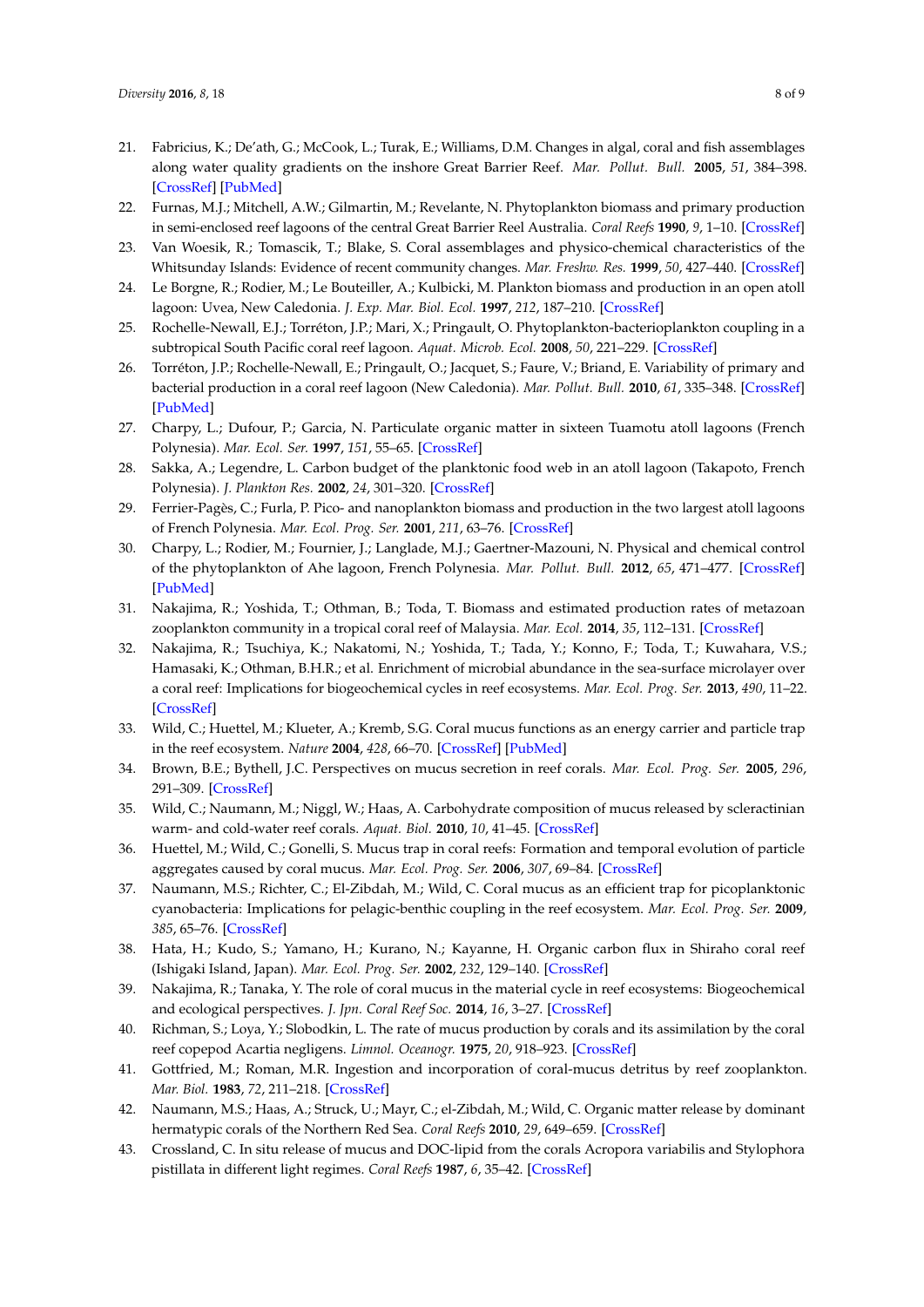21. Fabricius, K.; De'ath, G.; McCook, L.; Turak, E.; Williams, D.M. Changes in algal, coral and fish assemblages along water quality gradients on the inshore Great Barrier Reef. *Mar. Pollut. Bull.* **2005**, *51*, 384–398. [CrossRef] [PubMed]
22. Furnas, M.J.; Mitchell, A.W.; Gilmartin, M.; Revelante, N. Phytoplankton biomass and primary production in semi-enclosed reef lagoons of the central Great Barrier Reel Australia. *Coral Reefs* **1990**, *9*, 1–10. [CrossRef]
23. Van Woesik, R.; Tomascik, T.; Blake, S. Coral assemblages and physico-chemical characteristics of the Whitsunday Islands: Evidence of recent community changes. *Mar. Freshw. Res.* **1999**, *50*, 427–440. [CrossRef]
24. Le Borgne, R.; Rodier, M.; Le Bouteiller, A.; Kulbicki, M. Plankton biomass and production in an open atoll lagoon: Uvea, New Caledonia. *J. Exp. Mar. Biol. Ecol.* **1997**, *212*, 187–210. [CrossRef]
25. Rochelle-Newall, E.J.; Torréton, J.P.; Mari, X.; Pringault, O. Phytoplankton-bacterioplankton coupling in a subtropical South Pacific coral reef lagoon. *Aquat. Microb. Ecol.* **2008**, *50*, 221–229. [CrossRef]
26. Torréton, J.P.; Rochelle-Newall, E.; Pringault, O.; Jacquet, S.; Faure, V.; Briand, E. Variability of primary and bacterial production in a coral reef lagoon (New Caledonia). *Mar. Pollut. Bull.* **2010**, *61*, 335–348. [CrossRef] [PubMed]
27. Charpy, L.; Dufour, P.; Garcia, N. Particulate organic matter in sixteen Tuamotu atoll lagoons (French Polynesia). *Mar. Ecol. Ser.* **1997**, *151*, 55–65. [CrossRef]
28. Sakka, A.; Legendre, L. Carbon budget of the planktonic food web in an atoll lagoon (Takapoto, French Polynesia). *J. Plankton Res.* **2002**, *24*, 301–320. [CrossRef]
29. Ferrier-Pagès, C.; Furla, P. Pico- and nanoplankton biomass and production in the two largest atoll lagoons of French Polynesia. *Mar. Ecol. Prog. Ser.* **2001**, *211*, 63–76. [CrossRef]
30. Charpy, L.; Rodier, M.; Fournier, J.; Langlade, M.J.; Gaertner-Mazouni, N. Physical and chemical control of the phytoplankton of Ahe lagoon, French Polynesia. *Mar. Pollut. Bull.* **2012**, *65*, 471–477. [CrossRef] [PubMed]
31. Nakajima, R.; Yoshida, T.; Othman, B.; Toda, T. Biomass and estimated production rates of metazoan zooplankton community in a tropical coral reef of Malaysia. *Mar. Ecol.* **2014**, *35*, 112–131. [CrossRef]
32. Nakajima, R.; Tsuchiya, K.; Nakatomi, N.; Yoshida, T.; Tada, Y.; Konno, F.; Toda, T.; Kuwahara, V.S.; Hamasaki, K.; Othman, B.H.R.; et al. Enrichment of microbial abundance in the sea-surface microlayer over a coral reef: Implications for biogeochemical cycles in reef ecosystems. *Mar. Ecol. Prog. Ser.* **2013**, *490*, 11–22. [CrossRef]
33. Wild, C.; Huettel, M.; Klueter, A.; Kremb, S.G. Coral mucus functions as an energy carrier and particle trap in the reef ecosystem. *Nature* **2004**, *428*, 66–70. [CrossRef] [PubMed]
34. Brown, B.E.; Bythell, J.C. Perspectives on mucus secretion in reef corals. *Mar. Ecol. Prog. Ser.* **2005**, *296*, 291–309. [CrossRef]
35. Wild, C.; Naumann, M.; Niggl, W.; Haas, A. Carbohydrate composition of mucus released by scleractinian warm- and cold-water reef corals. *Aquat. Biol.* **2010**, *10*, 41–45. [CrossRef]
36. Huettel, M.; Wild, C.; Gonelli, S. Mucus trap in coral reefs: Formation and temporal evolution of particle aggregates caused by coral mucus. *Mar. Ecol. Prog. Ser.* **2006**, *307*, 69–84. [CrossRef]
37. Naumann, M.S.; Richter, C.; El-Zibdah, M.; Wild, C. Coral mucus as an efficient trap for picoplanktonic cyanobacteria: Implications for pelagic-benthic coupling in the reef ecosystem. *Mar. Ecol. Prog. Ser.* **2009**, *385*, 65–76. [CrossRef]
38. Hata, H.; Kudo, S.; Yamano, H.; Kurano, N.; Kayanne, H. Organic carbon flux in Shiraho coral reef (Ishigaki Island, Japan). *Mar. Ecol. Prog. Ser.* **2002**, *232*, 129–140. [CrossRef]
39. Nakajima, R.; Tanaka, Y. The role of coral mucus in the material cycle in reef ecosystems: Biogeochemical and ecological perspectives. *J. Jpn. Coral Reef Soc.* **2014**, *16*, 3–27. [CrossRef]
40. Richman, S.; Loya, Y.; Slobodkin, L. The rate of mucus production by corals and its assimilation by the coral reef copepod Acartia negligens. *Limnol. Oceanogr.* **1975**, *20*, 918–923. [CrossRef]
41. Gottfried, M.; Roman, M.R. Ingestion and incorporation of coral-mucus detritus by reef zooplankton. *Mar. Biol.* **1983**, *72*, 211–218. [CrossRef]
42. Naumann, M.S.; Haas, A.; Struck, U.; Mayr, C.; el-Zibdah, M.; Wild, C. Organic matter release by dominant hermatypic corals of the Northern Red Sea. *Coral Reefs* **2010**, *29*, 649–659. [CrossRef]
43. Crossland, C. In situ release of mucus and DOC-lipid from the corals Acropora variabilis and Stylophora pistillata in different light regimes. *Coral Reefs* **1987**, *6*, 35–42. [CrossRef]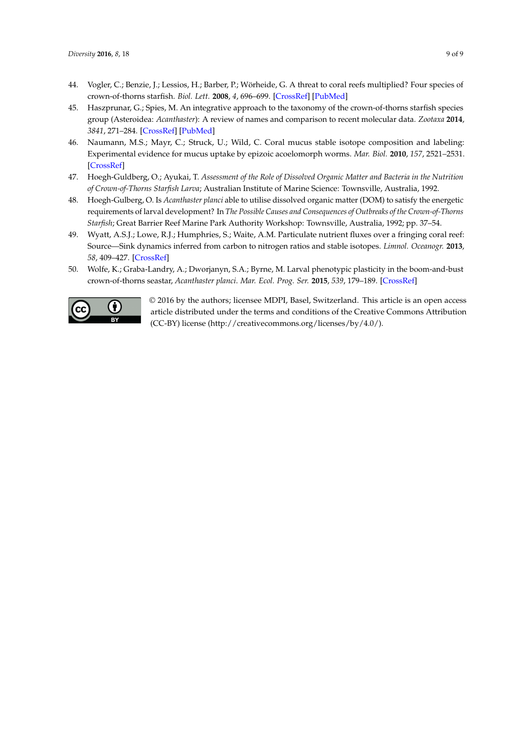44. Vogler, C.; Benzie, J.; Lessios, H.; Barber, P.; Wörheide, G. A threat to coral reefs multiplied? Four species of crown-of-thorns starfish. *Biol. Lett.* **2008**, *4*, 696–699. [CrossRef] [PubMed]
45. Haszprunar, G.; Spies, M. An integrative approach to the taxonomy of the crown-of-thorns starfish species group (Asteroidea: *Acanthaster*): A review of names and comparison to recent molecular data. *Zootaxa* **2014**, *3841*, 271–284. [CrossRef] [PubMed]
46. Naumann, M.S.; Mayr, C.; Struck, U.; Wild, C. Coral mucus stable isotope composition and labeling: Experimental evidence for mucus uptake by epizoic acoelomorph worms. *Mar. Biol.* **2010**, *157*, 2521–2531. [CrossRef]
47. Hoegh-Guldberg, O.; Ayukai, T. *Assessment of the Role of Dissolved Organic Matter and Bacteria in the Nutrition of Crown-of-Thorns Starfish Larva*; Australian Institute of Marine Science: Townsville, Australia, 1992.
48. Hoegh-Gulberg, O. Is *Acanthaster planci* able to utilise dissolved organic matter (DOM) to satisfy the energetic requirements of larval development? In *The Possible Causes and Consequences of Outbreaks of the Crown-of-Thorns Starfish*; Great Barrier Reef Marine Park Authority Workshop: Townsville, Australia, 1992; pp. 37–54.
49. Wyatt, A.S.J.; Lowe, R.J.; Humphries, S.; Waite, A.M. Particulate nutrient fluxes over a fringing coral reef: Source—Sink dynamics inferred from carbon to nitrogen ratios and stable isotopes. *Limnol. Oceanogr.* **2013**, *58*, 409–427. [CrossRef]
50. Wolfe, K.; Graba-Landry, A.; Dworjanyn, S.A.; Byrne, M. Larval phenotypic plasticity in the boom-and-bust crown-of-thorns seastar, *Acanthaster planci*. *Mar. Ecol. Prog. Ser.* **2015**, *539*, 179–189. [CrossRef]

© 2016 by the authors; licensee MDPI, Basel, Switzerland. This article is an open access article distributed under the terms and conditions of the Creative Commons Attribution (CC-BY) license (http://creativecommons.org/licenses/by/4.0/).